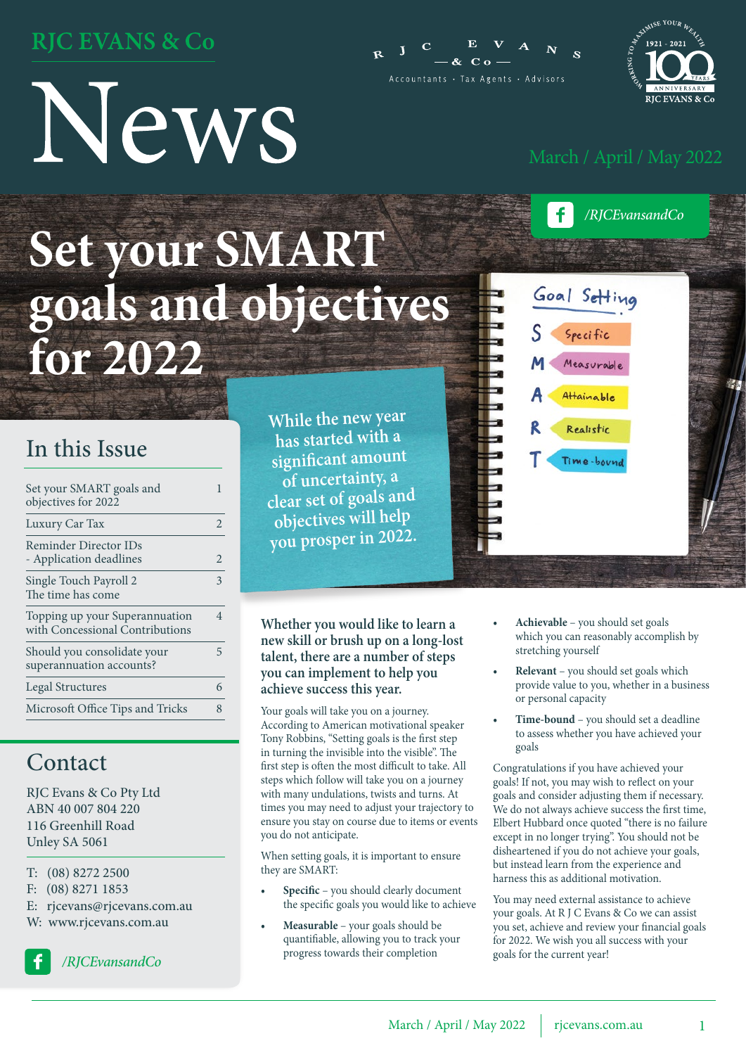# RJC EVANS & Co

# News

R J C E V A N S — & Co —

Accountants · Tax Agents · Advisors

Maximise your wealth · Working to · 1921 - 2021 · 100 Years Anniversary · RJC Evans & Co

March / April / May 2022

/RJCEvansandCo

# Set your SMART goals and objectives for 2022

While the new year has started with a significant amount of uncertainty, a clear set of goals and objectives will help you prosper in 2022.

## In this Issue

| | |
|---|---|
| Set your SMART goals and objectives for 2022 | 1 |
| Luxury Car Tax | 2 |
| Reminder Director IDs - Application deadlines | 2 |
| Single Touch Payroll 2 The time has come | 3 |
| Topping up your Superannuation with Concessional Contributions | 4 |
| Should you consolidate your superannuation accounts? | 5 |
| Legal Structures | 6 |
| Microsoft Office Tips and Tricks | 8 |

## Contact

RJC Evans & Co Pty Ltd
ABN 40 007 804 220
116 Greenhill Road
Unley SA 5061

T: (08) 8272 2500
F: (08) 8271 1853
E: rjcevans@rjcevans.com.au
W: www.rjcevans.com.au

/RJCEvansandCo

**Whether you would like to learn a new skill or brush up on a long-lost talent, there are a number of steps you can implement to help you achieve success this year.**

Your goals will take you on a journey. According to American motivational speaker Tony Robbins, "Setting goals is the first step in turning the invisible into the visible". The first step is often the most difficult to take. All steps which follow will take you on a journey with many undulations, twists and turns. At times you may need to adjust your trajectory to ensure you stay on course due to items or events you do not anticipate.

When setting goals, it is important to ensure they are SMART:

- **Specific** – you should clearly document the specific goals you would like to achieve
- **Measurable** – your goals should be quantifiable, allowing you to track your progress towards their completion
- **Achievable** – you should set goals which you can reasonably accomplish by stretching yourself
- **Relevant** – you should set goals which provide value to you, whether in a business or personal capacity
- **Time-bound** – you should set a deadline to assess whether you have achieved your goals

Congratulations if you have achieved your goals! If not, you may wish to reflect on your goals and consider adjusting them if necessary. We do not always achieve success the first time, Elbert Hubbard once quoted "there is no failure except in no longer trying". You should not be disheartened if you do not achieve your goals, but instead learn from the experience and harness this as additional motivation.

You may need external assistance to achieve your goals. At R J C Evans & Co we can assist you set, achieve and review your financial goals for 2022. We wish you all success with your goals for the current year!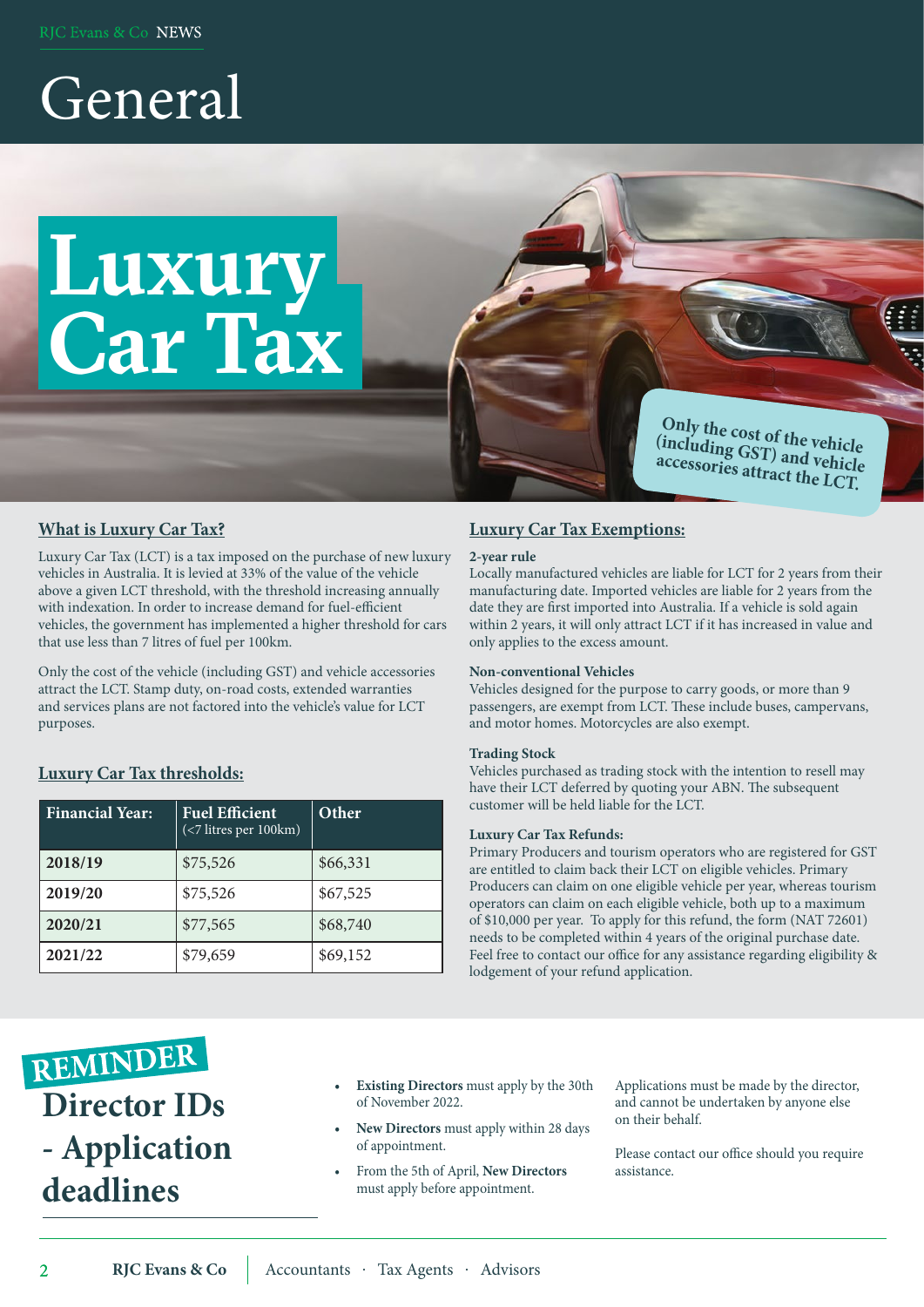# General

# Luxury Car Tax

**Only the cost of the vehicle (including GST) and vehicle accessories attract the LCT.**

## What is Luxury Car Tax?

Luxury Car Tax (LCT) is a tax imposed on the purchase of new luxury vehicles in Australia. It is levied at 33% of the value of the vehicle above a given LCT threshold, with the threshold increasing annually with indexation. In order to increase demand for fuel-efficient vehicles, the government has implemented a higher threshold for cars that use less than 7 litres of fuel per 100km.

Only the cost of the vehicle (including GST) and vehicle accessories attract the LCT. Stamp duty, on-road costs, extended warranties and services plans are not factored into the vehicle's value for LCT purposes.

## Luxury Car Tax thresholds:

| Financial Year: | Fuel Efficient (<7 litres per 100km) | Other |
|---|---|---|
| 2018/19 | $75,526 | $66,331 |
| 2019/20 | $75,526 | $67,525 |
| 2020/21 | $77,565 | $68,740 |
| 2021/22 | $79,659 | $69,152 |

## Luxury Car Tax Exemptions:

**2-year rule**
Locally manufactured vehicles are liable for LCT for 2 years from their manufacturing date. Imported vehicles are liable for 2 years from the date they are first imported into Australia. If a vehicle is sold again within 2 years, it will only attract LCT if it has increased in value and only applies to the excess amount.

**Non-conventional Vehicles**
Vehicles designed for the purpose to carry goods, or more than 9 passengers, are exempt from LCT. These include buses, campervans, and motor homes. Motorcycles are also exempt.

**Trading Stock**
Vehicles purchased as trading stock with the intention to resell may have their LCT deferred by quoting your ABN. The subsequent customer will be held liable for the LCT.

**Luxury Car Tax Refunds:**
Primary Producers and tourism operators who are registered for GST are entitled to claim back their LCT on eligible vehicles. Primary Producers can claim on one eligible vehicle per year, whereas tourism operators can claim on each eligible vehicle, both up to a maximum of $10,000 per year. To apply for this refund, the form (NAT 72601) needs to be completed within 4 years of the original purchase date. Feel free to contact our office for any assistance regarding eligibility & lodgement of your refund application.

## REMINDER

## Director IDs - Application deadlines

- **Existing Directors** must apply by the 30th of November 2022.
- **New Directors** must apply within 28 days of appointment.
- From the 5th of April, **New Directors** must apply before appointment.

Applications must be made by the director, and cannot be undertaken by anyone else on their behalf.

Please contact our office should you require assistance.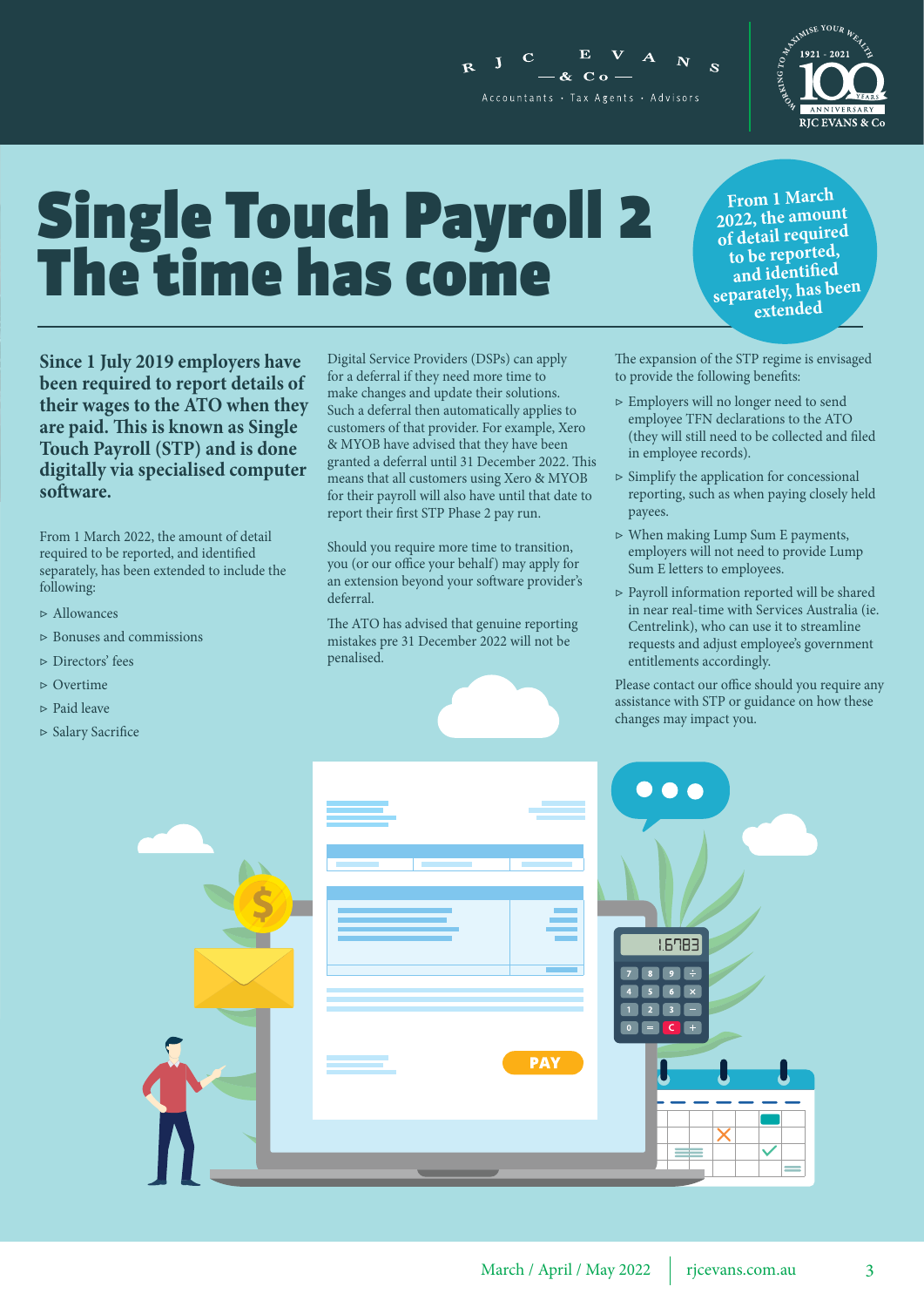# Single Touch Payroll 2 The time has come

From 1 March 2022, the amount of detail required to be reported, and identified separately, has been extended

**Since 1 July 2019 employers have been required to report details of their wages to the ATO when they are paid. This is known as Single Touch Payroll (STP) and is done digitally via specialised computer software.**

From 1 March 2022, the amount of detail required to be reported, and identified separately, has been extended to include the following:

- Allowances
- Bonuses and commissions
- Directors' fees
- Overtime
- Paid leave
- Salary Sacrifice

Digital Service Providers (DSPs) can apply for a deferral if they need more time to make changes and update their solutions. Such a deferral then automatically applies to customers of that provider. For example, Xero & MYOB have advised that they have been granted a deferral until 31 December 2022. This means that all customers using Xero & MYOB for their payroll will also have until that date to report their first STP Phase 2 pay run.

Should you require more time to transition, you (or our office your behalf) may apply for an extension beyond your software provider's deferral.

The ATO has advised that genuine reporting mistakes pre 31 December 2022 will not be penalised.

The expansion of the STP regime is envisaged to provide the following benefits:

- Employers will no longer need to send employee TFN declarations to the ATO (they will still need to be collected and filed in employee records).
- Simplify the application for concessional reporting, such as when paying closely held payees.
- When making Lump Sum E payments, employers will not need to provide Lump Sum E letters to employees.
- Payroll information reported will be shared in near real-time with Services Australia (ie. Centrelink), who can use it to streamline requests and adjust employee's government entitlements accordingly.

Please contact our office should you require any assistance with STP or guidance on how these changes may impact you.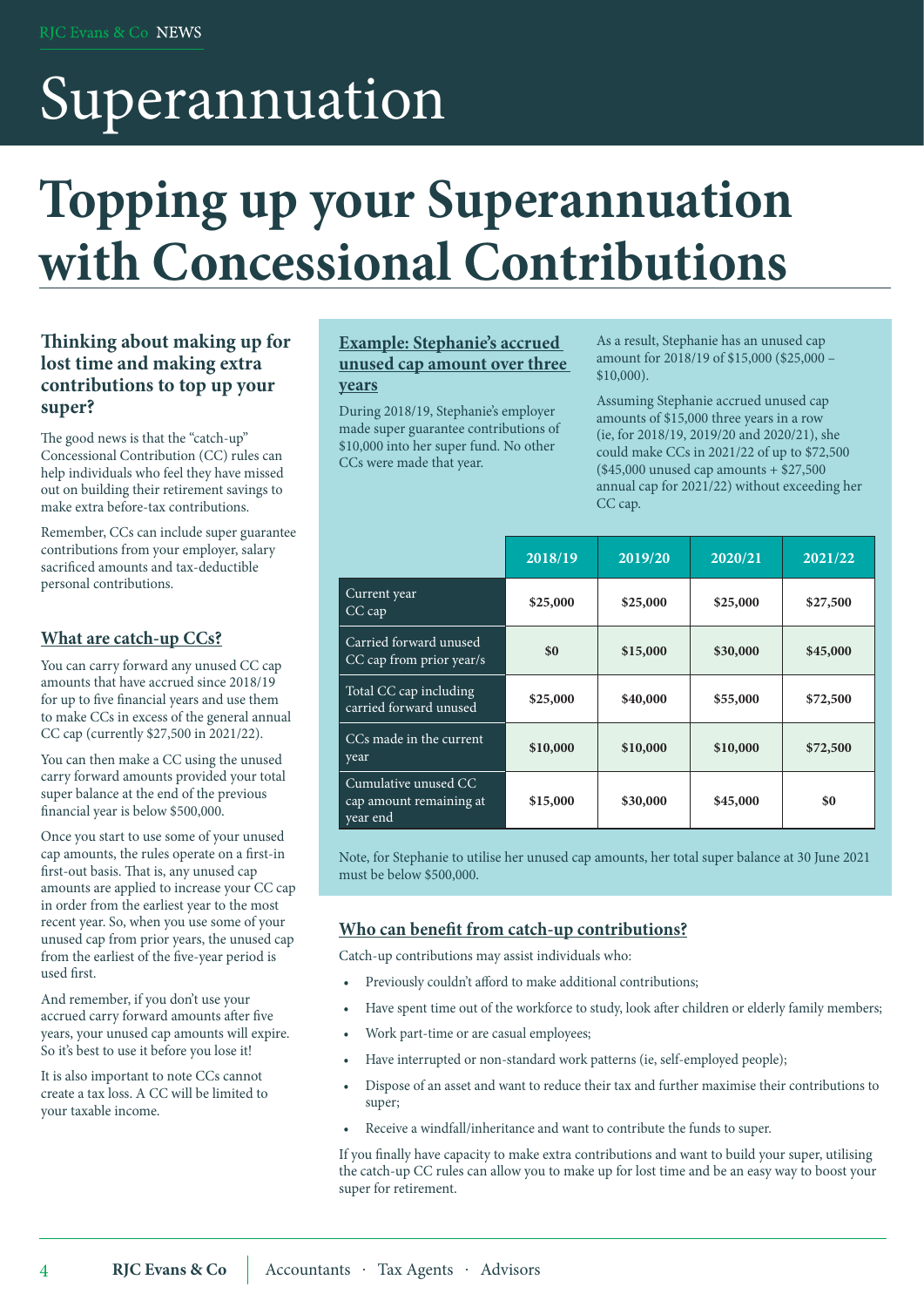# Superannuation

# Topping up your Superannuation with Concessional Contributions

### Thinking about making up for lost time and making extra contributions to top up your super?

The good news is that the "catch-up" Concessional Contribution (CC) rules can help individuals who feel they have missed out on building their retirement savings to make extra before-tax contributions.

Remember, CCs can include super guarantee contributions from your employer, salary sacrificed amounts and tax-deductible personal contributions.

### What are catch-up CCs?

You can carry forward any unused CC cap amounts that have accrued since 2018/19 for up to five financial years and use them to make CCs in excess of the general annual CC cap (currently $27,500 in 2021/22).

You can then make a CC using the unused carry forward amounts provided your total super balance at the end of the previous financial year is below $500,000.

Once you start to use some of your unused cap amounts, the rules operate on a first-in first-out basis. That is, any unused cap amounts are applied to increase your CC cap in order from the earliest year to the most recent year. So, when you use some of your unused cap from prior years, the unused cap from the earliest of the five-year period is used first.

And remember, if you don't use your accrued carry forward amounts after five years, your unused cap amounts will expire. So it's best to use it before you lose it!

It is also important to note CCs cannot create a tax loss. A CC will be limited to your taxable income.

### Example: Stephanie's accrued unused cap amount over three years

During 2018/19, Stephanie's employer made super guarantee contributions of $10,000 into her super fund. No other CCs were made that year.

As a result, Stephanie has an unused cap amount for 2018/19 of $15,000 ($25,000 – $10,000).

Assuming Stephanie accrued unused cap amounts of $15,000 three years in a row (ie, for 2018/19, 2019/20 and 2020/21), she could make CCs in 2021/22 of up to $72,500 ($45,000 unused cap amounts + $27,500 annual cap for 2021/22) without exceeding her CC cap.

| | 2018/19 | 2019/20 | 2020/21 | 2021/22 |
|---|---|---|---|---|
| Current year CC cap | $25,000 | $25,000 | $25,000 | $27,500 |
| Carried forward unused CC cap from prior year/s | $0 | $15,000 | $30,000 | $45,000 |
| Total CC cap including carried forward unused | $25,000 | $40,000 | $55,000 | $72,500 |
| CCs made in the current year | $10,000 | $10,000 | $10,000 | $72,500 |
| Cumulative unused CC cap amount remaining at year end | $15,000 | $30,000 | $45,000 | $0 |

Note, for Stephanie to utilise her unused cap amounts, her total super balance at 30 June 2021 must be below $500,000.

### Who can benefit from catch-up contributions?

Catch-up contributions may assist individuals who:

- Previously couldn't afford to make additional contributions;
- Have spent time out of the workforce to study, look after children or elderly family members;
- Work part-time or are casual employees;
- Have interrupted or non-standard work patterns (ie, self-employed people);
- Dispose of an asset and want to reduce their tax and further maximise their contributions to super;
- Receive a windfall/inheritance and want to contribute the funds to super.

If you finally have capacity to make extra contributions and want to build your super, utilising the catch-up CC rules can allow you to make up for lost time and be an easy way to boost your super for retirement.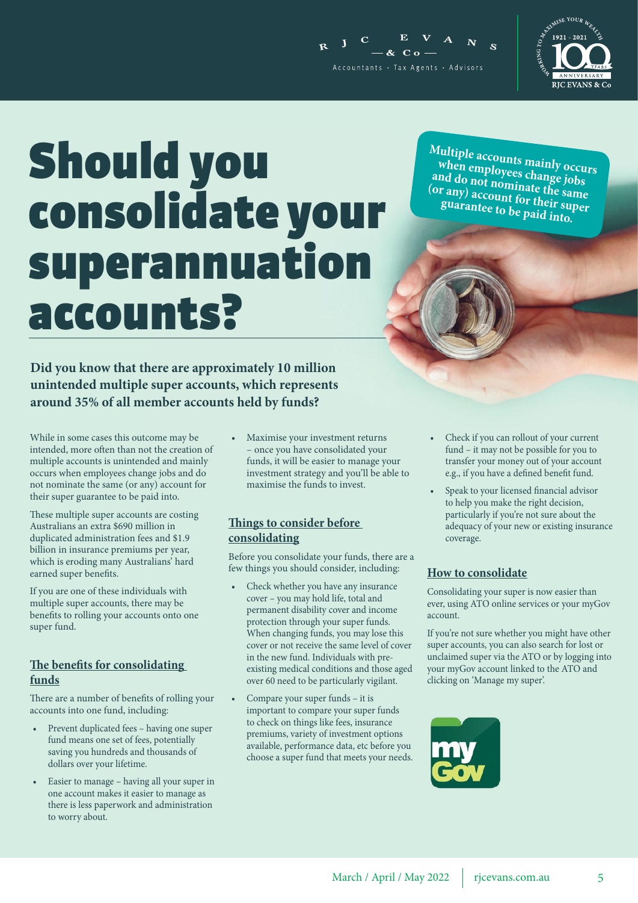# Should you consolidate your superannuation accounts?

**Multiple accounts mainly occurs when employees change jobs and do not nominate the same (or any) account for their super guarantee to be paid into.**

**Did you know that there are approximately 10 million unintended multiple super accounts, which represents around 35% of all member accounts held by funds?**

While in some cases this outcome may be intended, more often than not the creation of multiple accounts is unintended and mainly occurs when employees change jobs and do not nominate the same (or any) account for their super guarantee to be paid into.

These multiple super accounts are costing Australians an extra $690 million in duplicated administration fees and $1.9 billion in insurance premiums per year, which is eroding many Australians' hard earned super benefits.

If you are one of these individuals with multiple super accounts, there may be benefits to rolling your accounts onto one super fund.

## The benefits for consolidating funds

There are a number of benefits of rolling your accounts into one fund, including:

- Prevent duplicated fees – having one super fund means one set of fees, potentially saving you hundreds and thousands of dollars over your lifetime.
- Easier to manage – having all your super in one account makes it easier to manage as there is less paperwork and administration to worry about.
- Maximise your investment returns – once you have consolidated your funds, it will be easier to manage your investment strategy and you'll be able to maximise the funds to invest.

## Things to consider before consolidating

Before you consolidate your funds, there are a few things you should consider, including:

- Check whether you have any insurance cover – you may hold life, total and permanent disability cover and income protection through your super funds. When changing funds, you may lose this cover or not receive the same level of cover in the new fund. Individuals with pre-existing medical conditions and those aged over 60 need to be particularly vigilant.
- Compare your super funds – it is important to compare your super funds to check on things like fees, insurance premiums, variety of investment options available, performance data, etc before you choose a super fund that meets your needs.
- Check if you can rollout of your current fund – it may not be possible for you to transfer your money out of your account e.g., if you have a defined benefit fund.
- Speak to your licensed financial advisor to help you make the right decision, particularly if you're not sure about the adequacy of your new or existing insurance coverage.

## How to consolidate

Consolidating your super is now easier than ever, using ATO online services or your myGov account.

If you're not sure whether you might have other super accounts, you can also search for lost or unclaimed super via the ATO or by logging into your myGov account linked to the ATO and clicking on 'Manage my super'.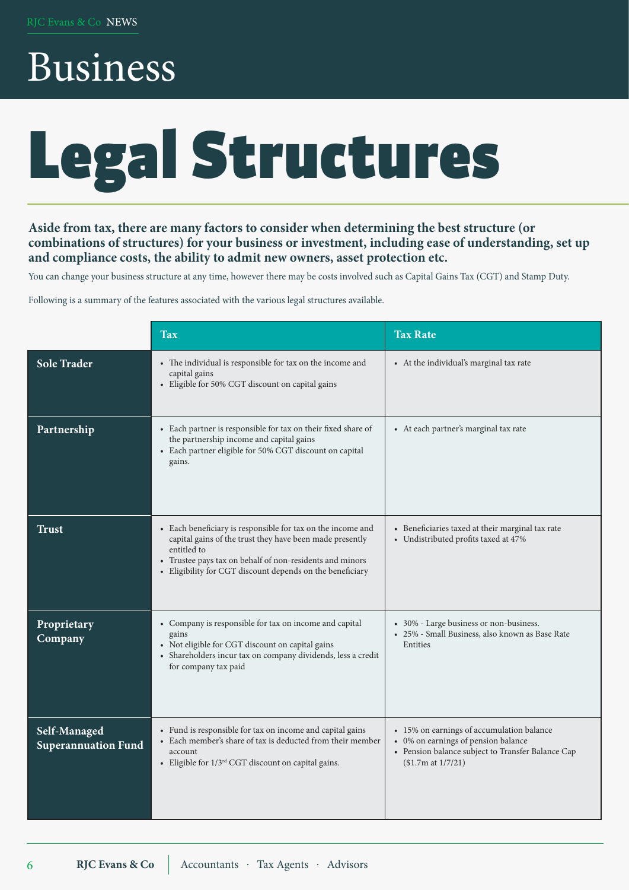# Business

# Legal Structures

**Aside from tax, there are many factors to consider when determining the best structure (or combinations of structures) for your business or investment, including ease of understanding, set up and compliance costs, the ability to admit new owners, asset protection etc.**

You can change your business structure at any time, however there may be costs involved such as Capital Gains Tax (CGT) and Stamp Duty.

Following is a summary of the features associated with the various legal structures available.

| | Tax | Tax Rate |
|---|---|---|
| **Sole Trader** | • The individual is responsible for tax on the income and capital gains<br>• Eligible for 50% CGT discount on capital gains | • At the individual's marginal tax rate |
| **Partnership** | • Each partner is responsible for tax on their fixed share of the partnership income and capital gains<br>• Each partner eligible for 50% CGT discount on capital gains. | • At each partner's marginal tax rate |
| **Trust** | • Each beneficiary is responsible for tax on the income and capital gains of the trust they have been made presently entitled to<br>• Trustee pays tax on behalf of non-residents and minors<br>• Eligibility for CGT discount depends on the beneficiary | • Beneficiaries taxed at their marginal tax rate<br>• Undistributed profits taxed at 47% |
| **Proprietary Company** | • Company is responsible for tax on income and capital gains<br>• Not eligible for CGT discount on capital gains<br>• Shareholders incur tax on company dividends, less a credit for company tax paid | • 30% - Large business or non-business.<br>• 25% - Small Business, also known as Base Rate Entities |
| **Self-Managed Superannuation Fund** | • Fund is responsible for tax on income and capital gains<br>• Each member's share of tax is deducted from their member account<br>• Eligible for 1/3rd CGT discount on capital gains. | • 15% on earnings of accumulation balance<br>• 0% on earnings of pension balance<br>• Pension balance subject to Transfer Balance Cap ($1.7m at 1/7/21) |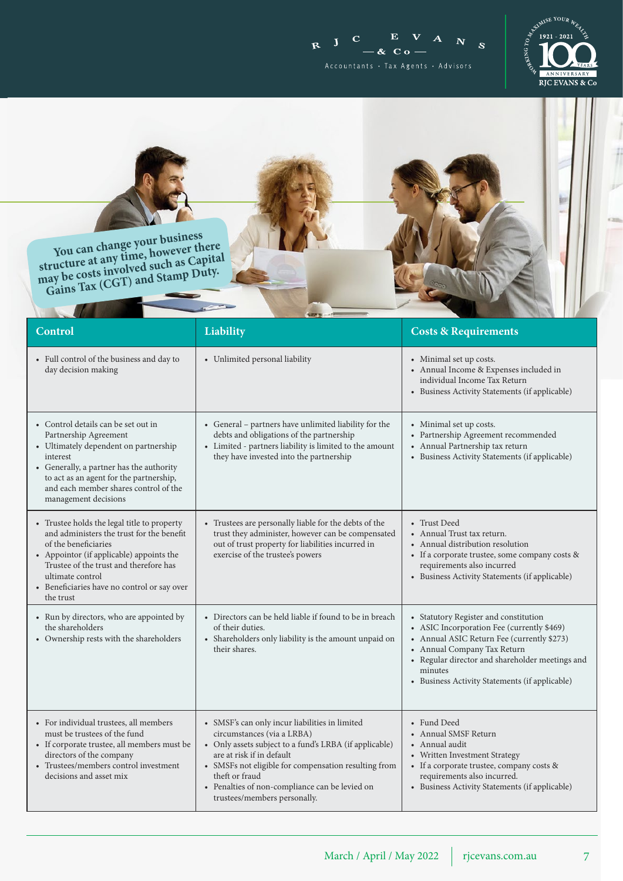You can change your business structure at any time, however there may be costs involved such as Capital Gains Tax (CGT) and Stamp Duty.

| Control | Liability | Costs & Requirements |
| --- | --- | --- |
| • Full control of the business and day to day decision making | • Unlimited personal liability | • Minimal set up costs.<br>• Annual Income & Expenses included in individual Income Tax Return<br>• Business Activity Statements (if applicable) |
| • Control details can be set out in Partnership Agreement<br>• Ultimately dependent on partnership interest<br>• Generally, a partner has the authority to act as an agent for the partnership, and each member shares control of the management decisions | • General – partners have unlimited liability for the debts and obligations of the partnership<br>• Limited - partners liability is limited to the amount they have invested into the partnership | • Minimal set up costs.<br>• Partnership Agreement recommended<br>• Annual Partnership tax return<br>• Business Activity Statements (if applicable) |
| • Trustee holds the legal title to property and administers the trust for the benefit of the beneficiaries<br>• Appointor (if applicable) appoints the Trustee of the trust and therefore has ultimate control<br>• Beneficiaries have no control or say over the trust | • Trustees are personally liable for the debts of the trust they administer, however can be compensated out of trust property for liabilities incurred in exercise of the trustee's powers | • Trust Deed<br>• Annual Trust tax return.<br>• Annual distribution resolution<br>• If a corporate trustee, some company costs & requirements also incurred<br>• Business Activity Statements (if applicable) |
| • Run by directors, who are appointed by the shareholders<br>• Ownership rests with the shareholders | • Directors can be held liable if found to be in breach of their duties.<br>• Shareholders only liability is the amount unpaid on their shares. | • Statutory Register and constitution<br>• ASIC Incorporation Fee (currently $469)<br>• Annual ASIC Return Fee (currently $273)<br>• Annual Company Tax Return<br>• Regular director and shareholder meetings and minutes<br>• Business Activity Statements (if applicable) |
| • For individual trustees, all members must be trustees of the fund<br>• If corporate trustee, all members must be directors of the company<br>• Trustees/members control investment decisions and asset mix | • SMSF's can only incur liabilities in limited circumstances (via a LRBA)<br>• Only assets subject to a fund's LRBA (if applicable) are at risk if in default<br>• SMSFs not eligible for compensation resulting from theft or fraud<br>• Penalties of non-compliance can be levied on trustees/members personally. | • Fund Deed<br>• Annual SMSF Return<br>• Annual audit<br>• Written Investment Strategy<br>• If a corporate trustee, company costs & requirements also incurred.<br>• Business Activity Statements (if applicable) |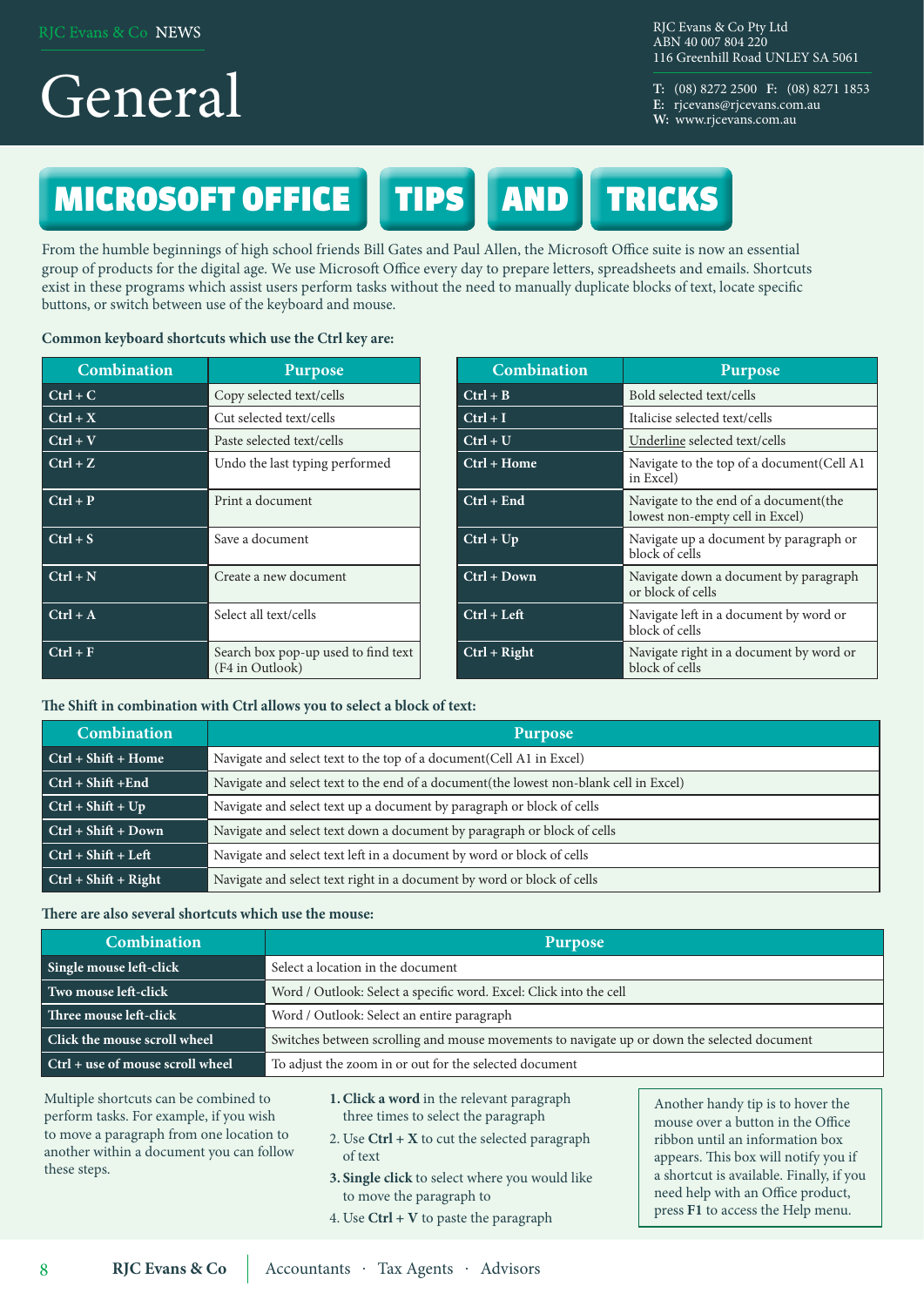RJC Evans & Co NEWS

# General

RJC Evans & Co Pty Ltd
ABN 40 007 804 220
116 Greenhill Road UNLEY SA 5061

T: (08) 8272 2500 F: (08) 8271 1853
E: rjcevans@rjcevans.com.au
W: www.rjcevans.com.au

## MICROSOFT OFFICE TIPS AND TRICKS

From the humble beginnings of high school friends Bill Gates and Paul Allen, the Microsoft Office suite is now an essential group of products for the digital age. We use Microsoft Office every day to prepare letters, spreadsheets and emails. Shortcuts exist in these programs which assist users perform tasks without the need to manually duplicate blocks of text, locate specific buttons, or switch between use of the keyboard and mouse.

**Common keyboard shortcuts which use the Ctrl key are:**

| Combination | Purpose |
|---|---|
| **Ctrl + C** | Copy selected text/cells |
| **Ctrl + X** | Cut selected text/cells |
| **Ctrl + V** | Paste selected text/cells |
| **Ctrl + Z** | Undo the last typing performed |
| **Ctrl + P** | Print a document |
| **Ctrl + S** | Save a document |
| **Ctrl + N** | Create a new document |
| **Ctrl + A** | Select all text/cells |
| **Ctrl + F** | Search box pop-up used to find text (F4 in Outlook) |

| Combination | Purpose |
|---|---|
| **Ctrl + B** | Bold selected text/cells |
| **Ctrl + I** | Italicise selected text/cells |
| **Ctrl + U** | Underline selected text/cells |
| **Ctrl + Home** | Navigate to the top of a document(Cell A1 in Excel) |
| **Ctrl + End** | Navigate to the end of a document(the lowest non-empty cell in Excel) |
| **Ctrl + Up** | Navigate up a document by paragraph or block of cells |
| **Ctrl + Down** | Navigate down a document by paragraph or block of cells |
| **Ctrl + Left** | Navigate left in a document by word or block of cells |
| **Ctrl + Right** | Navigate right in a document by word or block of cells |

**The Shift in combination with Ctrl allows you to select a block of text:**

| Combination | Purpose |
|---|---|
| **Ctrl + Shift + Home** | Navigate and select text to the top of a document(Cell A1 in Excel) |
| **Ctrl + Shift +End** | Navigate and select text to the end of a document(the lowest non-blank cell in Excel) |
| **Ctrl + Shift + Up** | Navigate and select text up a document by paragraph or block of cells |
| **Ctrl + Shift + Down** | Navigate and select text down a document by paragraph or block of cells |
| **Ctrl + Shift + Left** | Navigate and select text left in a document by word or block of cells |
| **Ctrl + Shift + Right** | Navigate and select text right in a document by word or block of cells |

**There are also several shortcuts which use the mouse:**

| Combination | Purpose |
|---|---|
| **Single mouse left-click** | Select a location in the document |
| **Two mouse left-click** | Word / Outlook: Select a specific word. Excel: Click into the cell |
| **Three mouse left-click** | Word / Outlook: Select an entire paragraph |
| **Click the mouse scroll wheel** | Switches between scrolling and mouse movements to navigate up or down the selected document |
| **Ctrl + use of mouse scroll wheel** | To adjust the zoom in or out for the selected document |

Multiple shortcuts can be combined to perform tasks. For example, if you wish to move a paragraph from one location to another within a document you can follow these steps.

1. **Click a word** in the relevant paragraph three times to select the paragraph
2. Use **Ctrl + X** to cut the selected paragraph of text
3. **Single click** to select where you would like to move the paragraph to
4. Use **Ctrl + V** to paste the paragraph

Another handy tip is to hover the mouse over a button in the Office ribbon until an information box appears. This box will notify you if a shortcut is available. Finally, if you need help with an Office product, press **F1** to access the Help menu.

RJC Evans & Co | Accountants · Tax Agents · Advisors